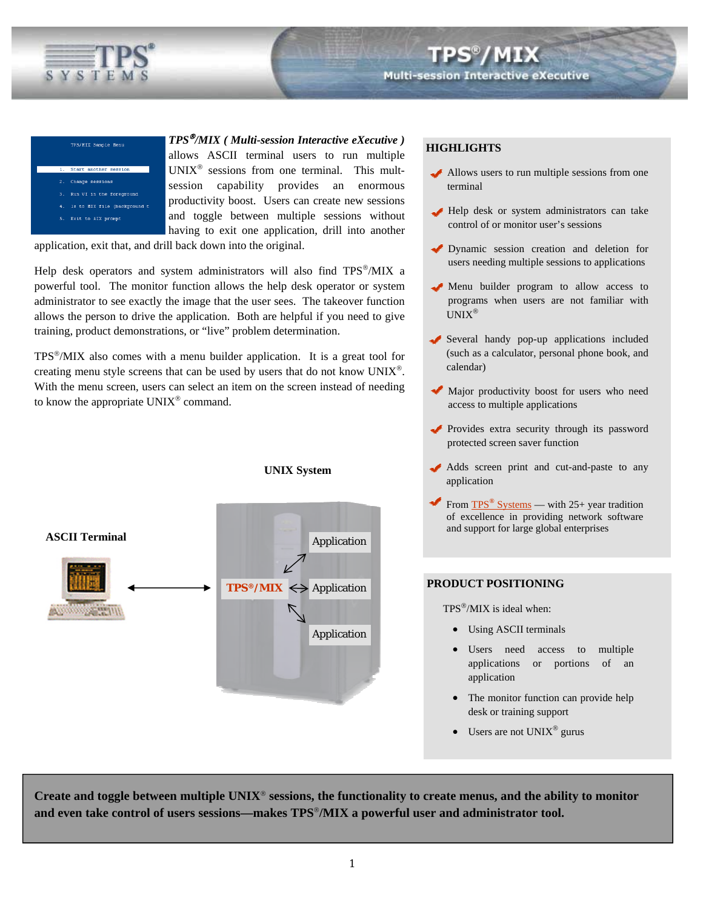# TPS®/MIX

Multi-session Interactive eXecutive

***TPS®/MIX ( Multi-session Interactive eXecutive )*** allows ASCII terminal users to run multiple UNIX® sessions from one terminal. This mult-session capability provides an enormous productivity boost. Users can create new sessions and toggle between multiple sessions without having to exit one application, drill into another application, exit that, and drill back down into the original.

Help desk operators and system administrators will also find TPS®/MIX a powerful tool. The monitor function allows the help desk operator or system administrator to see exactly the image that the user sees. The takeover function allows the person to drive the application. Both are helpful if you need to give training, product demonstrations, or "live" problem determination.

TPS®/MIX also comes with a menu builder application. It is a great tool for creating menu style screens that can be used by users that do not know UNIX®. With the menu screen, users can select an item on the screen instead of needing to know the appropriate UNIX® command.

**UNIX System**

**ASCII Terminal**

TPS®/MIX

Application

Application

Application

## HIGHLIGHTS

- Allows users to run multiple sessions from one terminal
- Help desk or system administrators can take control of or monitor user's sessions
- Dynamic session creation and deletion for users needing multiple sessions to applications
- Menu builder program to allow access to programs when users are not familiar with UNIX®
- Several handy pop-up applications included (such as a calculator, personal phone book, and calendar)
- Major productivity boost for users who need access to multiple applications
- Provides extra security through its password protected screen saver function
- Adds screen print and cut-and-paste to any application
- From TPS® Systems — with 25+ year tradition of excellence in providing network software and support for large global enterprises

## PRODUCT POSITIONING

TPS®/MIX is ideal when:

- Using ASCII terminals
- Users need access to multiple applications or portions of an application
- The monitor function can provide help desk or training support
- Users are not UNIX® gurus

**Create and toggle between multiple UNIX® sessions, the functionality to create menus, and the ability to monitor and even take control of users sessions—makes TPS®/MIX a powerful user and administrator tool.**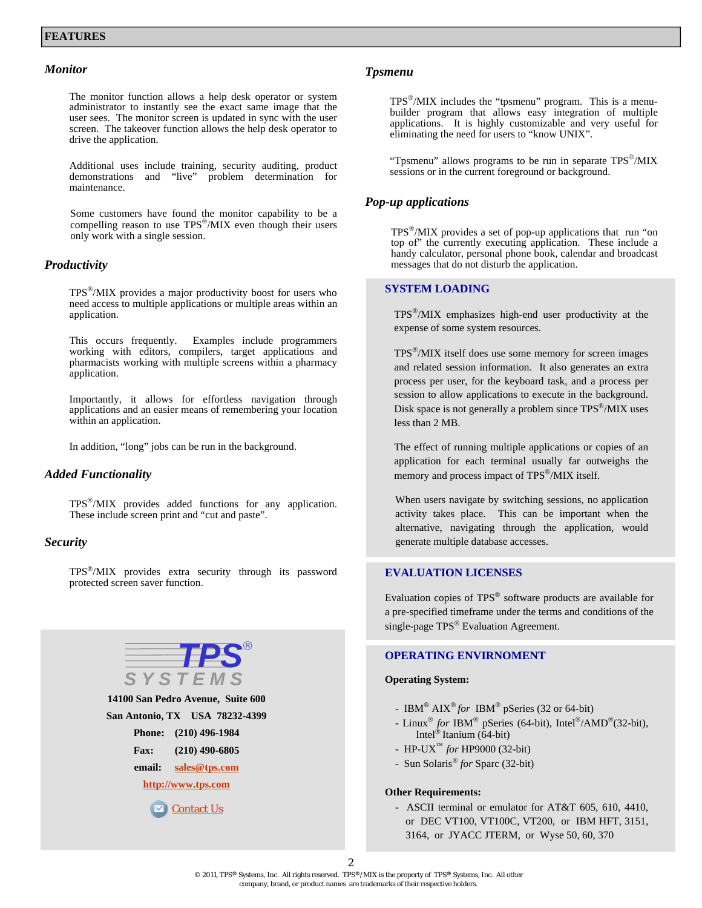## FEATURES

### *Monitor*

The monitor function allows a help desk operator or system administrator to instantly see the exact same image that the user sees. The monitor screen is updated in sync with the user screen. The takeover function allows the help desk operator to drive the application.

Additional uses include training, security auditing, product demonstrations and "live" problem determination for maintenance.

Some customers have found the monitor capability to be a compelling reason to use TPS®/MIX even though their users only work with a single session.

### *Productivity*

TPS®/MIX provides a major productivity boost for users who need access to multiple applications or multiple areas within an application.

This occurs frequently. Examples include programmers working with editors, compilers, target applications and pharmacists working with multiple screens within a pharmacy application.

Importantly, it allows for effortless navigation through applications and an easier means of remembering your location within an application.

In addition, "long" jobs can be run in the background.

### *Added Functionality*

TPS®/MIX provides added functions for any application. These include screen print and "cut and paste".

### *Security*

TPS®/MIX provides extra security through its password protected screen saver function.

TPS® SYSTEMS

**14100 San Pedro Avenue, Suite 600**
**San Antonio, TX USA 78232-4399**
**Phone:** (210) 496-1984
**Fax:** (210) 490-6805
**email:** sales@tps.com
http://www.tps.com
Contact Us

### *Tpsmenu*

TPS®/MIX includes the "tpsmenu" program. This is a menu-builder program that allows easy integration of multiple applications. It is highly customizable and very useful for eliminating the need for users to "know UNIX".

"Tpsmenu" allows programs to be run in separate TPS®/MIX sessions or in the current foreground or background.

### *Pop-up applications*

TPS®/MIX provides a set of pop-up applications that run "on top of" the currently executing application. These include a handy calculator, personal phone book, calendar and broadcast messages that do not disturb the application.

## SYSTEM LOADING

TPS®/MIX emphasizes high-end user productivity at the expense of some system resources.

TPS®/MIX itself does use some memory for screen images and related session information. It also generates an extra process per user, for the keyboard task, and a process per session to allow applications to execute in the background. Disk space is not generally a problem since TPS®/MIX uses less than 2 MB.

The effect of running multiple applications or copies of an application for each terminal usually far outweighs the memory and process impact of TPS®/MIX itself.

When users navigate by switching sessions, no application activity takes place. This can be important when the alternative, navigating through the application, would generate multiple database accesses.

## EVALUATION LICENSES

Evaluation copies of TPS® software products are available for a pre-specified timeframe under the terms and conditions of the single-page TPS® Evaluation Agreement.

## OPERATING ENVIRONMENT

**Operating System:**

- IBM® AIX® *for* IBM® pSeries (32 or 64-bit)
- Linux® *for* IBM® pSeries (64-bit), Intel®/AMD®(32-bit), Intel® Itanium (64-bit)
- HP-UX™ *for* HP9000 (32-bit)
- Sun Solaris® *for* Sparc (32-bit)

**Other Requirements:**

- ASCII terminal or emulator for AT&T 605, 610, 4410, or DEC VT100, VT100C, VT200, or IBM HFT, 3151, 3164, or JYACC JTERM, or Wyse 50, 60, 370

© 2011, TPS® Systems, Inc. All rights reserved. TPS®/MIX is the property of TPS® Systems, Inc. All other company, brand, or product names are trademarks of their respective holders.